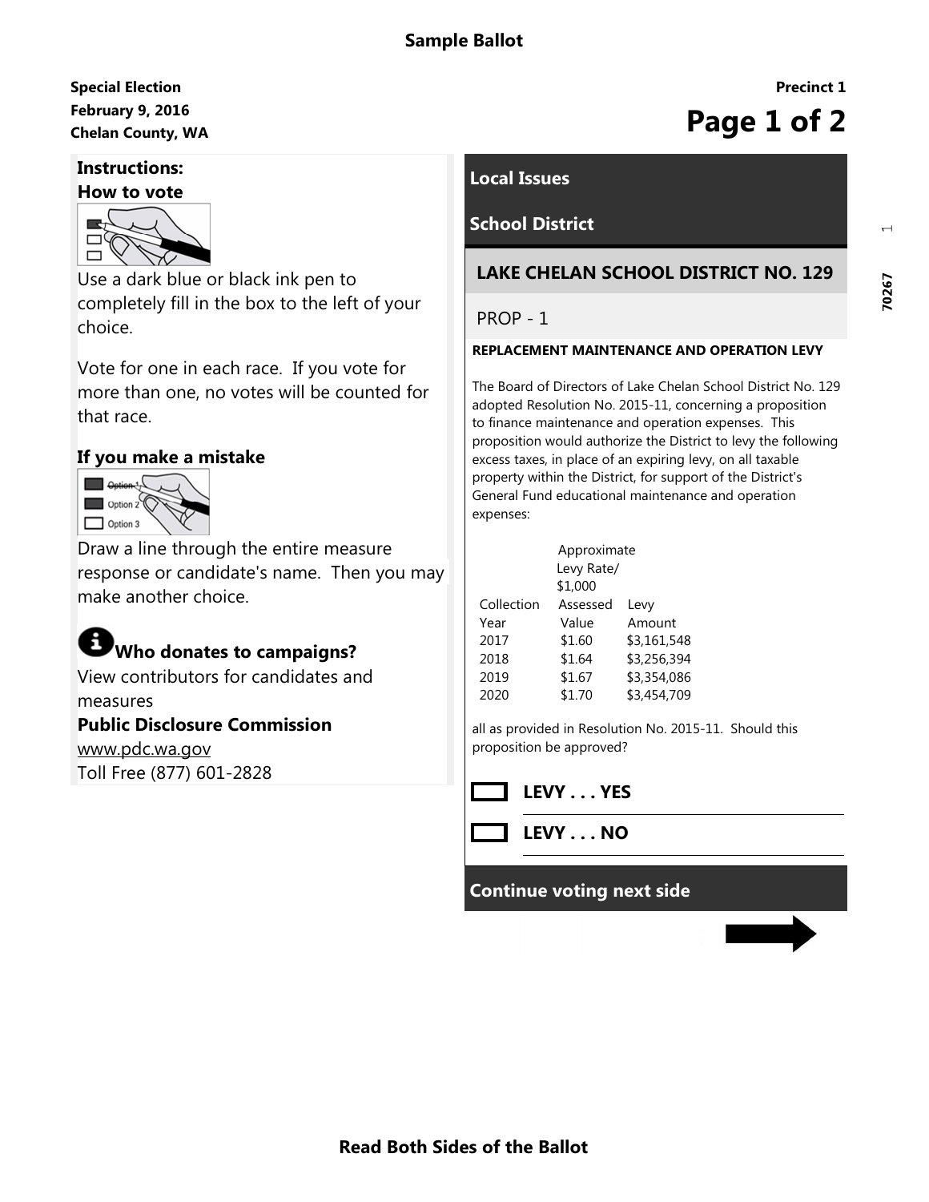# Sample Ballot

**Special Election**
**February 9, 2016**
**Chelan County, WA**

**Precinct 1**

## Instructions:

### How to vote

Use a dark blue or black ink pen to completely fill in the box to the left of your choice.

Vote for one in each race. If you vote for more than one, no votes will be counted for that race.

### If you make a mistake

Draw a line through the entire measure response or candidate's name. Then you may make another choice.

### Who donates to campaigns?

View contributors for candidates and measures

**Public Disclosure Commission**
www.pdc.wa.gov
Toll Free (877) 601-2828

## Local Issues

## School District

### LAKE CHELAN SCHOOL DISTRICT NO. 129

PROP - 1

**REPLACEMENT MAINTENANCE AND OPERATION LEVY**

The Board of Directors of Lake Chelan School District No. 129 adopted Resolution No. 2015-11, concerning a proposition to finance maintenance and operation expenses. This proposition would authorize the District to levy the following excess taxes, in place of an expiring levy, on all taxable property within the District, for support of the District's General Fund educational maintenance and operation expenses:

| Collection Year | Approximate Levy Rate/ $1,000 Assessed Value | Levy Amount |
|---|---|---|
| 2017 | $1.60 | $3,161,548 |
| 2018 | $1.64 | $3,256,394 |
| 2019 | $1.67 | $3,354,086 |
| 2020 | $1.70 | $3,454,709 |

all as provided in Resolution No. 2015-11. Should this proposition be approved?

- ☐ **LEVY . . . YES**
- ☐ **LEVY . . . NO**

**Continue voting next side**

**Read Both Sides of the Ballot**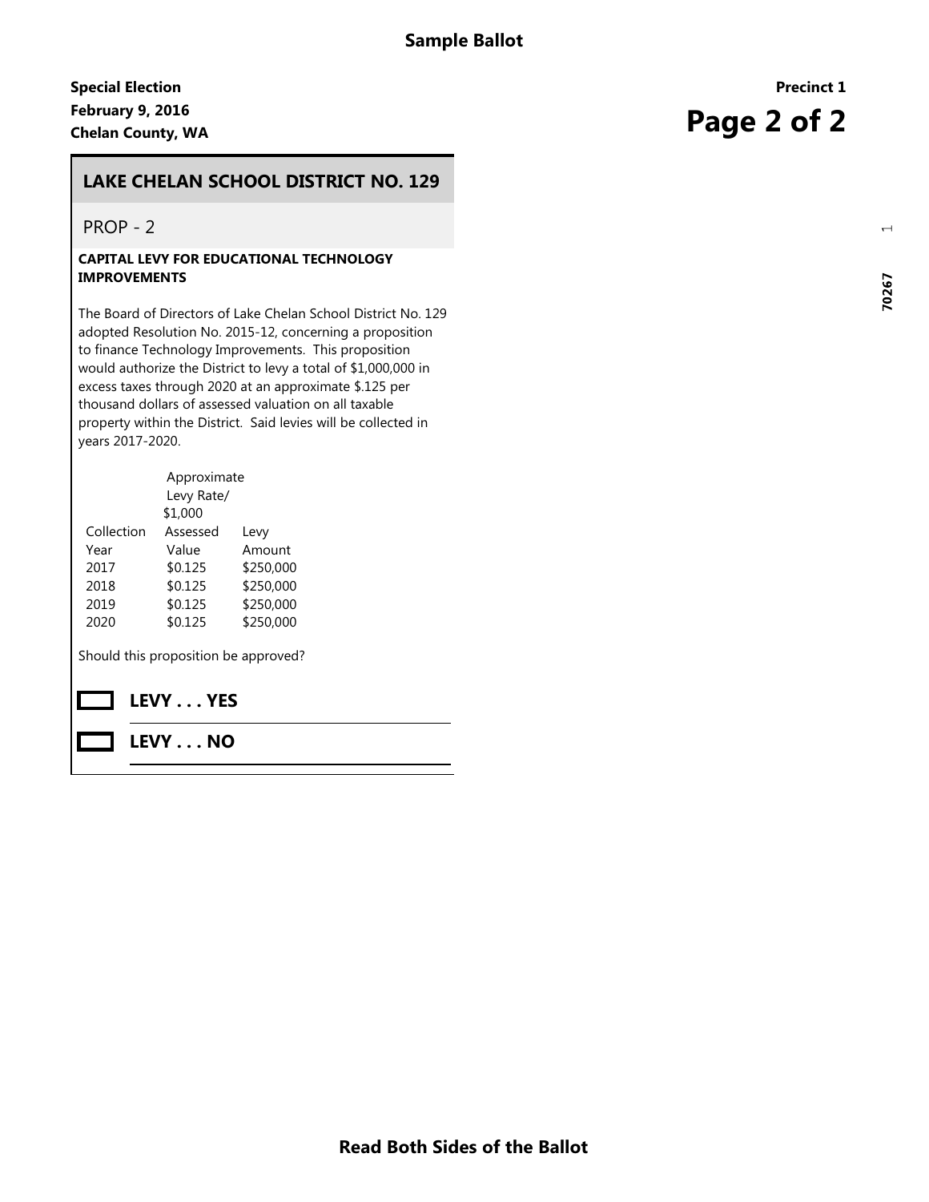**Sample Ballot**

**Special Election**
**February 9, 2016**
**Chelan County, WA**

**Precinct 1**

## LAKE CHELAN SCHOOL DISTRICT NO. 129

PROP - 2

**CAPITAL LEVY FOR EDUCATIONAL TECHNOLOGY IMPROVEMENTS**

The Board of Directors of Lake Chelan School District No. 129 adopted Resolution No. 2015-12, concerning a proposition to finance Technology Improvements. This proposition would authorize the District to levy a total of $1,000,000 in excess taxes through 2020 at an approximate $.125 per thousand dollars of assessed valuation on all taxable property within the District. Said levies will be collected in years 2017-2020.

| Collection Year | Approximate Levy Rate/ $1,000 Assessed Value | Levy Amount |
|---|---|---|
| 2017 | $0.125 | $250,000 |
| 2018 | $0.125 | $250,000 |
| 2019 | $0.125 | $250,000 |
| 2020 | $0.125 | $250,000 |

Should this proposition be approved?

☐ **LEVY . . . YES**

☐ **LEVY . . . NO**

70267

**Read Both Sides of the Ballot**